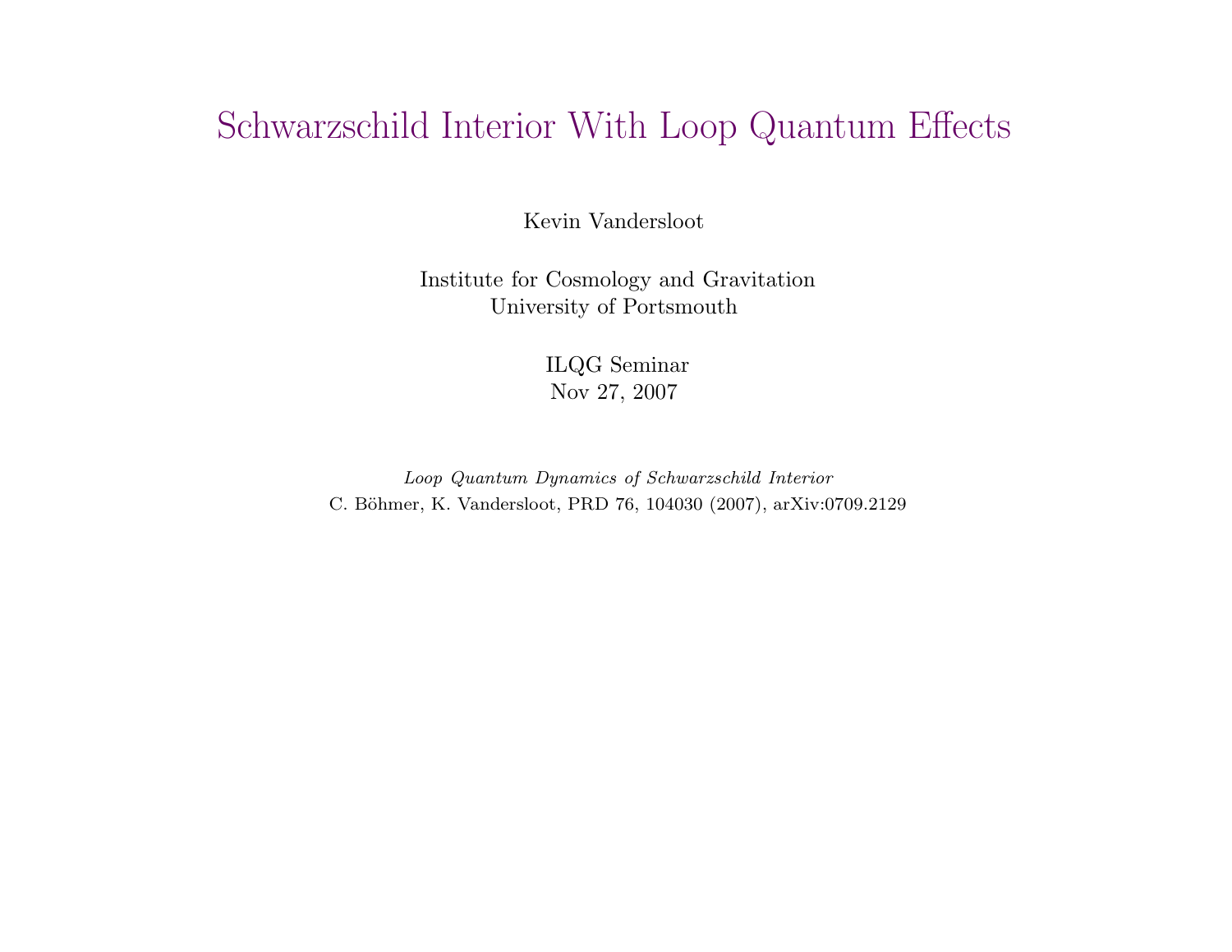# Schwarzschild Interior With Loop Quantum Effects

Kevin Vandersloot

Institute for Cosmology and Gravitation
University of Portsmouth

ILQG Seminar
Nov 27, 2007

*Loop Quantum Dynamics of Schwarzschild Interior*
C. Böhmer, K. Vandersloot, PRD 76, 104030 (2007), arXiv:0709.2129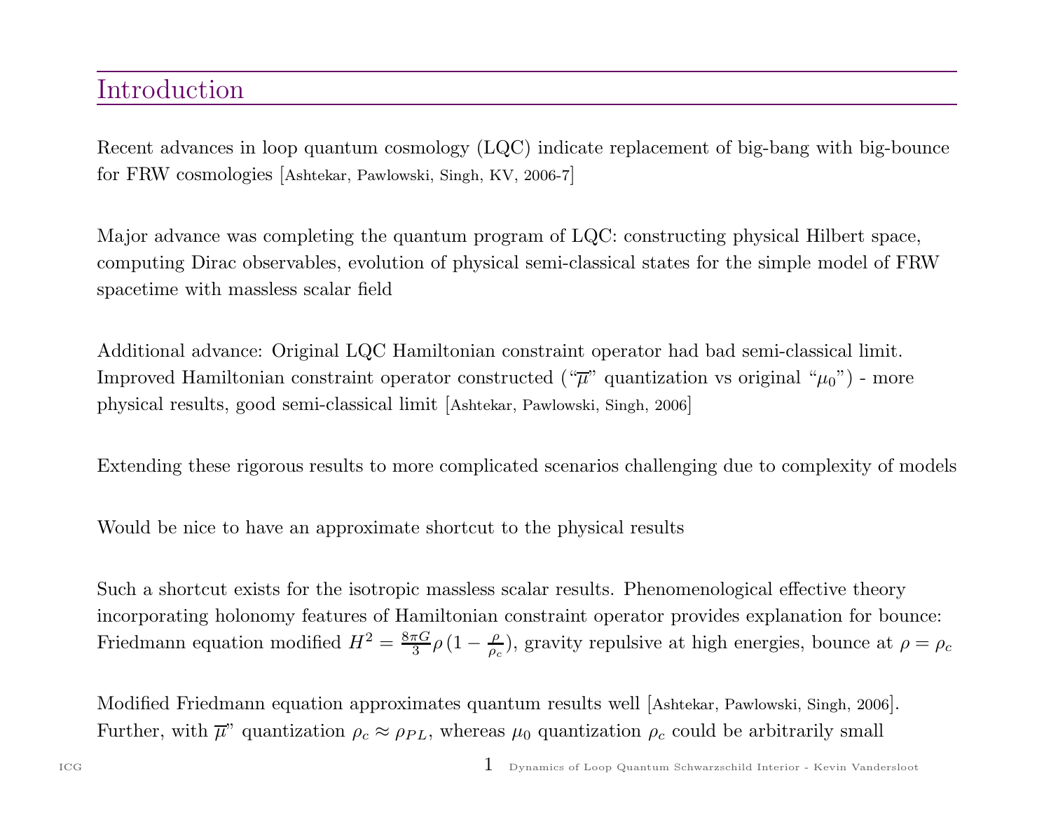## Introduction

Recent advances in loop quantum cosmology (LQC) indicate replacement of big-bang with big-bounce for FRW cosmologies [Ashtekar, Pawlowski, Singh, KV, 2006-7]

Major advance was completing the quantum program of LQC: constructing physical Hilbert space, computing Dirac observables, evolution of physical semi-classical states for the simple model of FRW spacetime with massless scalar field

Additional advance: Original LQC Hamiltonian constraint operator had bad semi-classical limit. Improved Hamiltonian constraint operator constructed ("$\overline{\mu}$" quantization vs original "$\mu_0$") - more physical results, good semi-classical limit [Ashtekar, Pawlowski, Singh, 2006]

Extending these rigorous results to more complicated scenarios challenging due to complexity of models

Would be nice to have an approximate shortcut to the physical results

Such a shortcut exists for the isotropic massless scalar results. Phenomenological effective theory incorporating holonomy features of Hamiltonian constraint operator provides explanation for bounce: Friedmann equation modified $H^2 = \frac{8\pi G}{3}\rho\,(1 - \frac{\rho}{\rho_c})$, gravity repulsive at high energies, bounce at $\rho = \rho_c$

Modified Friedmann equation approximates quantum results well [Ashtekar, Pawlowski, Singh, 2006]. Further, with $\overline{\mu}$" quantization $\rho_c \approx \rho_{PL}$, whereas $\mu_0$ quantization $\rho_c$ could be arbitrarily small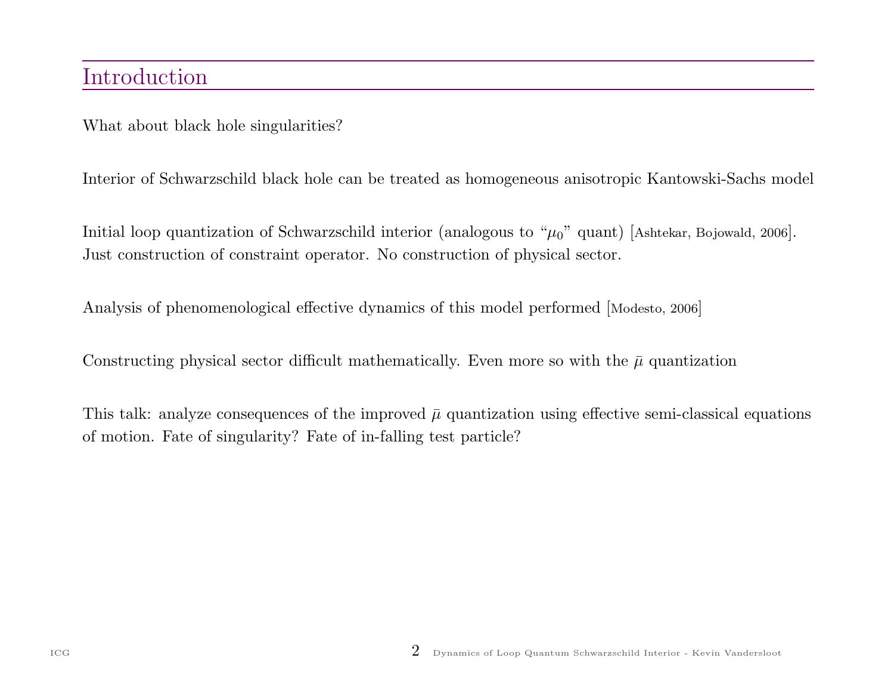# Introduction

What about black hole singularities?

Interior of Schwarzschild black hole can be treated as homogeneous anisotropic Kantowski-Sachs model

Initial loop quantization of Schwarzschild interior (analogous to "$\mu_0$" quant) [Ashtekar, Bojowald, 2006]. Just construction of constraint operator. No construction of physical sector.

Analysis of phenomenological effective dynamics of this model performed [Modesto, 2006]

Constructing physical sector difficult mathematically. Even more so with the $\bar{\mu}$ quantization

This talk: analyze consequences of the improved $\bar{\mu}$ quantization using effective semi-classical equations of motion. Fate of singularity? Fate of in-falling test particle?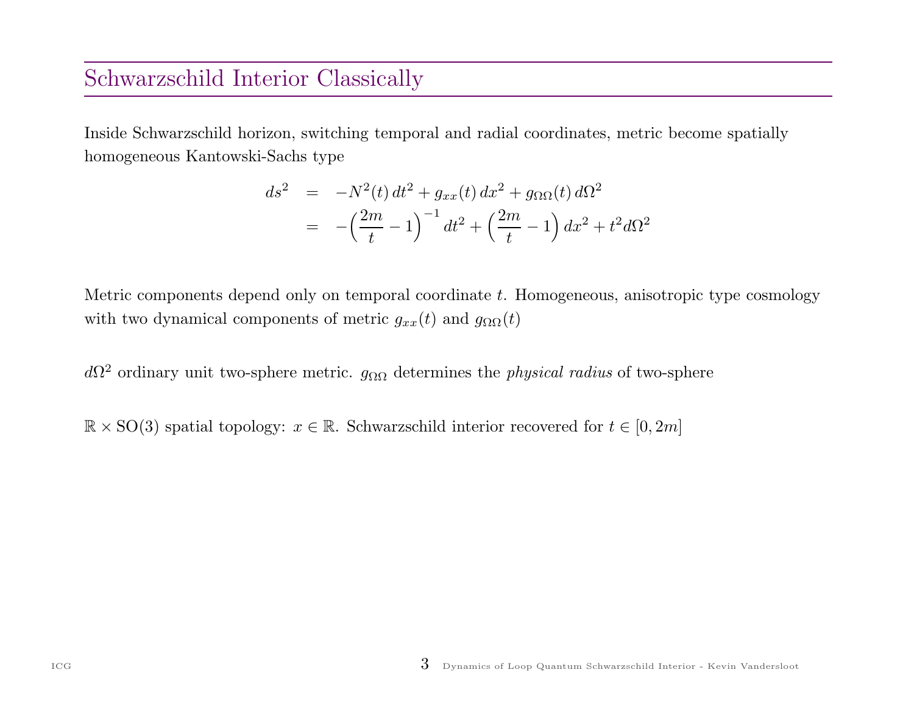## Schwarzschild Interior Classically

Inside Schwarzschild horizon, switching temporal and radial coordinates, metric become spatially homogeneous Kantowski-Sachs type

$$
\begin{aligned}
ds^2 &= -N^2(t)\, dt^2 + g_{xx}(t)\, dx^2 + g_{\Omega\Omega}(t)\, d\Omega^2 \\
&= -\Big(\frac{2m}{t} - 1\Big)^{-1} dt^2 + \Big(\frac{2m}{t} - 1\Big)\, dx^2 + t^2 d\Omega^2
\end{aligned}
$$

Metric components depend only on temporal coordinate $t$. Homogeneous, anisotropic type cosmology with two dynamical components of metric $g_{xx}(t)$ and $g_{\Omega\Omega}(t)$

$d\Omega^2$ ordinary unit two-sphere metric. $g_{\Omega\Omega}$ determines the *physical radius* of two-sphere

$\mathbb{R} \times \mathrm{SO}(3)$ spatial topology: $x \in \mathbb{R}$. Schwarzschild interior recovered for $t \in [0, 2m]$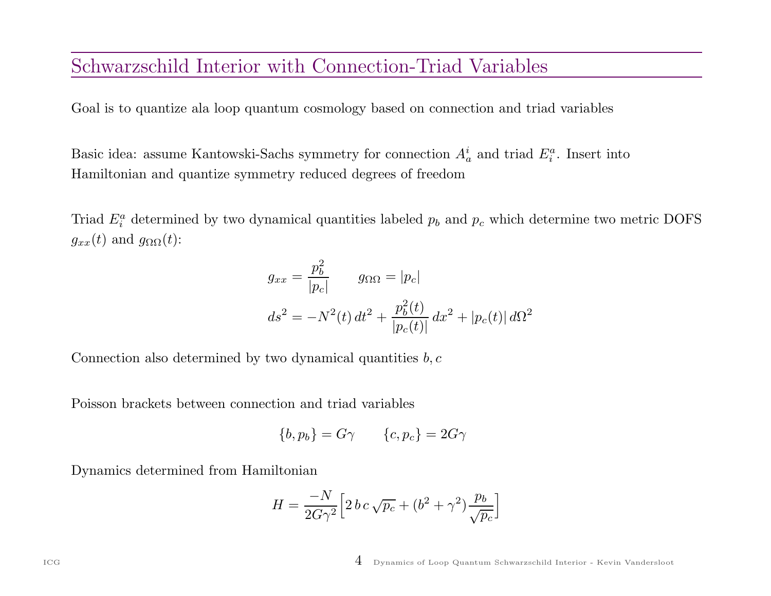## Schwarzschild Interior with Connection-Triad Variables

Goal is to quantize ala loop quantum cosmology based on connection and triad variables

Basic idea: assume Kantowski-Sachs symmetry for connection $A_a^i$ and triad $E_i^a$. Insert into Hamiltonian and quantize symmetry reduced degrees of freedom

Triad $E_i^a$ determined by two dynamical quantities labeled $p_b$ and $p_c$ which determine two metric DOFS $g_{xx}(t)$ and $g_{\Omega\Omega}(t)$:

$$g_{xx} = \frac{p_b^2}{|p_c|} \qquad g_{\Omega\Omega} = |p_c|$$

$$ds^2 = -N^2(t)\,dt^2 + \frac{p_b^2(t)}{|p_c(t)|}\,dx^2 + |p_c(t)|\,d\Omega^2$$

Connection also determined by two dynamical quantities $b, c$

Poisson brackets between connection and triad variables

$$\{b, p_b\} = G\gamma \qquad \{c, p_c\} = 2G\gamma$$

Dynamics determined from Hamiltonian

$$H = \frac{-N}{2G\gamma^2}\Big[2\,b\,c\,\sqrt{p_c} + (b^2 + \gamma^2)\frac{p_b}{\sqrt{p_c}}\Big]$$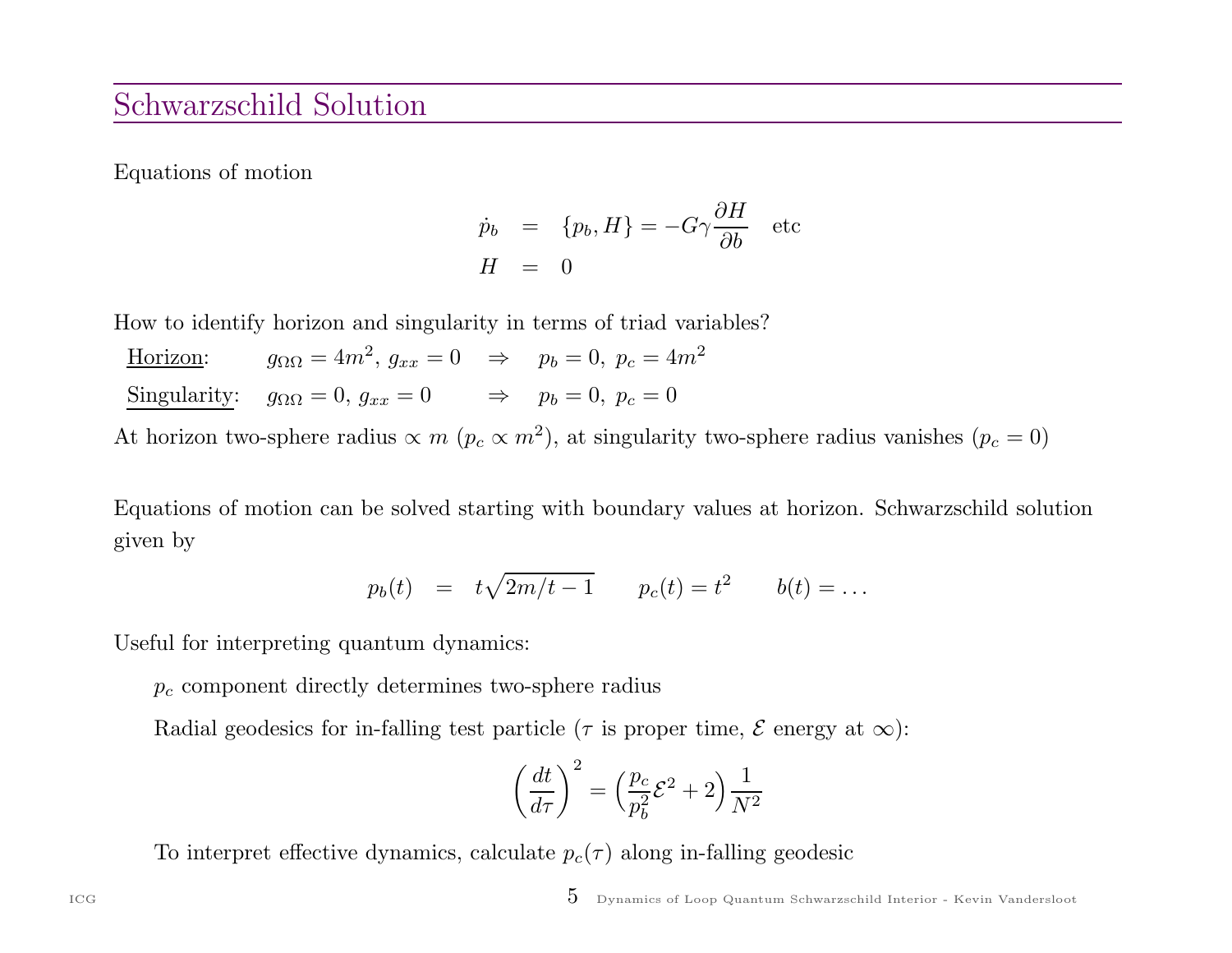## Schwarzschild Solution

Equations of motion

$$\dot{p}_b = \{p_b, H\} = -G\gamma \frac{\partial H}{\partial b} \quad \text{etc}$$
$$H = 0$$

How to identify horizon and singularity in terms of triad variables?

<u>Horizon</u>: $g_{\Omega\Omega} = 4m^2,\ g_{xx} = 0 \quad \Rightarrow \quad p_b = 0,\ p_c = 4m^2$

<u>Singularity</u>: $g_{\Omega\Omega} = 0,\ g_{xx} = 0 \quad \Rightarrow \quad p_b = 0,\ p_c = 0$

At horizon two-sphere radius $\propto m$ ($p_c \propto m^2$), at singularity two-sphere radius vanishes ($p_c = 0$)

Equations of motion can be solved starting with boundary values at horizon. Schwarzschild solution given by

$$p_b(t) = t\sqrt{2m/t - 1} \qquad p_c(t) = t^2 \qquad b(t) = \ldots$$

Useful for interpreting quantum dynamics:

- $p_c$ component directly determines two-sphere radius
- Radial geodesics for in-falling test particle ($\tau$ is proper time, $\mathcal{E}$ energy at $\infty$):

$$\left(\frac{dt}{d\tau}\right)^2 = \left(\frac{p_c}{p_b^2}\mathcal{E}^2 + 2\right)\frac{1}{N^2}$$

- To interpret effective dynamics, calculate $p_c(\tau)$ along in-falling geodesic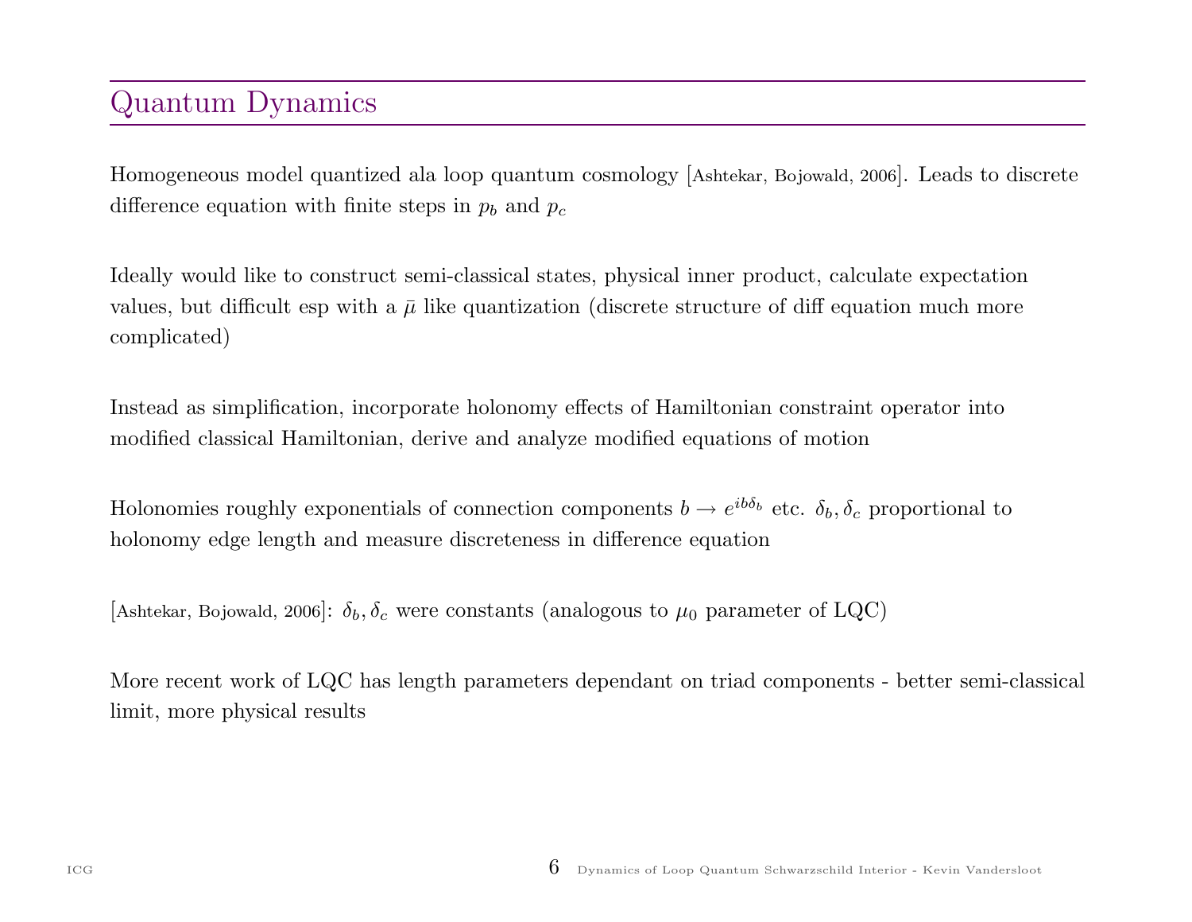# Quantum Dynamics

Homogeneous model quantized ala loop quantum cosmology [Ashtekar, Bojowald, 2006]. Leads to discrete difference equation with finite steps in $p_b$ and $p_c$

Ideally would like to construct semi-classical states, physical inner product, calculate expectation values, but difficult esp with a $\bar{\mu}$ like quantization (discrete structure of diff equation much more complicated)

Instead as simplification, incorporate holonomy effects of Hamiltonian constraint operator into modified classical Hamiltonian, derive and analyze modified equations of motion

Holonomies roughly exponentials of connection components $b \rightarrow e^{ib\delta_b}$ etc. $\delta_b, \delta_c$ proportional to holonomy edge length and measure discreteness in difference equation

[Ashtekar, Bojowald, 2006]: $\delta_b, \delta_c$ were constants (analogous to $\mu_0$ parameter of LQC)

More recent work of LQC has length parameters dependant on triad components - better semi-classical limit, more physical results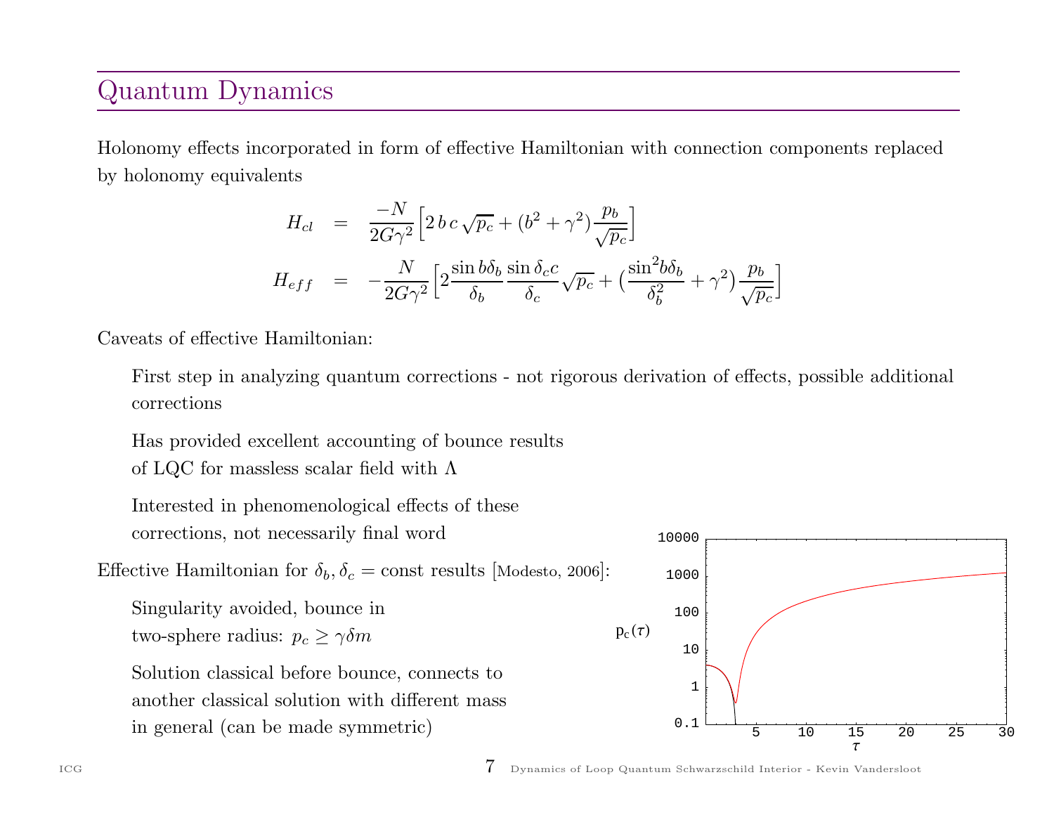## Quantum Dynamics

Holonomy effects incorporated in form of effective Hamiltonian with connection components replaced by holonomy equivalents

$$
\begin{aligned}
H_{cl} &= \frac{-N}{2G\gamma^2}\Big[2\,b\,c\,\sqrt{p_c} + (b^2+\gamma^2)\frac{p_b}{\sqrt{p_c}}\Big] \\
H_{eff} &= -\frac{N}{2G\gamma^2}\Big[2\frac{\sin b\delta_b}{\delta_b}\frac{\sin\delta_c c}{\delta_c}\sqrt{p_c} + \big(\frac{\sin^2 b\delta_b}{\delta_b^2}+\gamma^2\big)\frac{p_b}{\sqrt{p_c}}\Big]
\end{aligned}
$$

Caveats of effective Hamiltonian:

- First step in analyzing quantum corrections - not rigorous derivation of effects, possible additional corrections
- Has provided excellent accounting of bounce results of LQC for massless scalar field with $\Lambda$
- Interested in phenomenological effects of these corrections, not necessarily final word

Effective Hamiltonian for $\delta_b, \delta_c = \text{const}$ results [Modesto, 2006]:

- Singularity avoided, bounce in two-sphere radius: $p_c \geq \gamma\delta m$
- Solution classical before bounce, connects to another classical solution with different mass in general (can be made symmetric)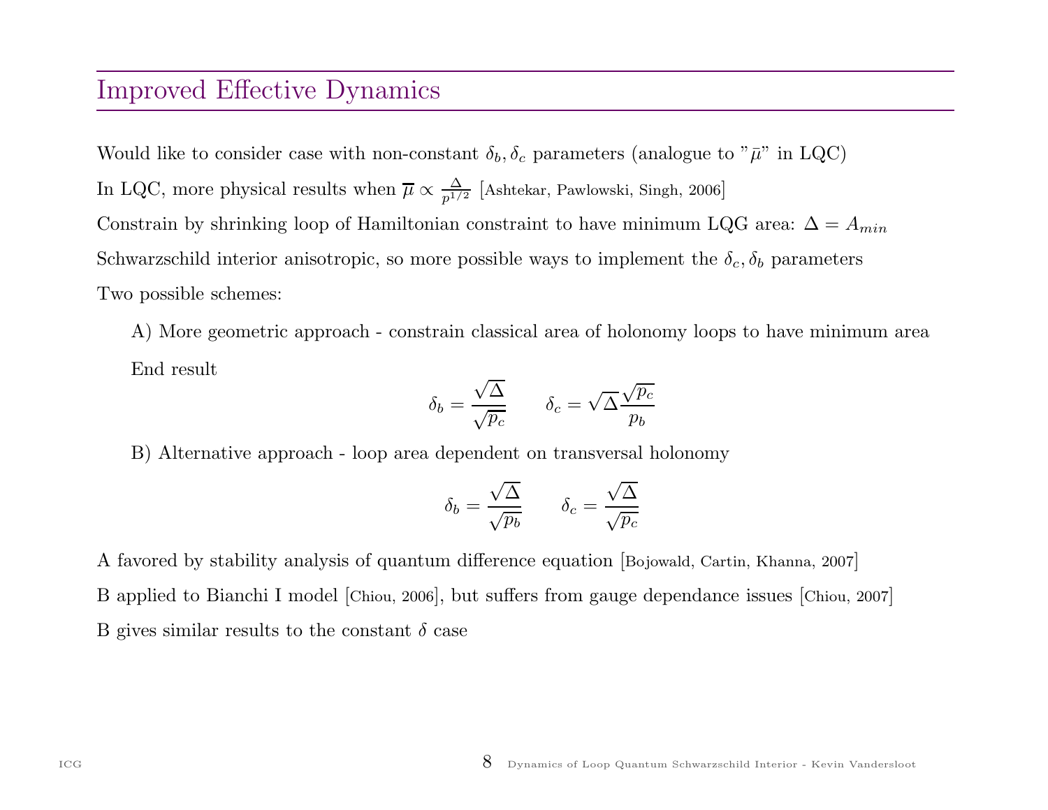## Improved Effective Dynamics

Would like to consider case with non-constant $\delta_b, \delta_c$ parameters (analogue to "$\bar{\mu}$" in LQC)

In LQC, more physical results when $\overline{\mu} \propto \frac{\Delta}{p^{1/2}}$ [Ashtekar, Pawlowski, Singh, 2006]

Constrain by shrinking loop of Hamiltonian constraint to have minimum LQG area: $\Delta = A_{min}$

Schwarzschild interior anisotropic, so more possible ways to implement the $\delta_c, \delta_b$ parameters

Two possible schemes:

A) More geometric approach - constrain classical area of holonomy loops to have minimum area

End result

$$\delta_b = \frac{\sqrt{\Delta}}{\sqrt{p_c}} \qquad \delta_c = \sqrt{\Delta}\frac{\sqrt{p_c}}{p_b}$$

B) Alternative approach - loop area dependent on transversal holonomy

$$\delta_b = \frac{\sqrt{\Delta}}{\sqrt{p_b}} \qquad \delta_c = \frac{\sqrt{\Delta}}{\sqrt{p_c}}$$

A favored by stability analysis of quantum difference equation [Bojowald, Cartin, Khanna, 2007]

B applied to Bianchi I model [Chiou, 2006], but suffers from gauge dependance issues [Chiou, 2007]

B gives similar results to the constant $\delta$ case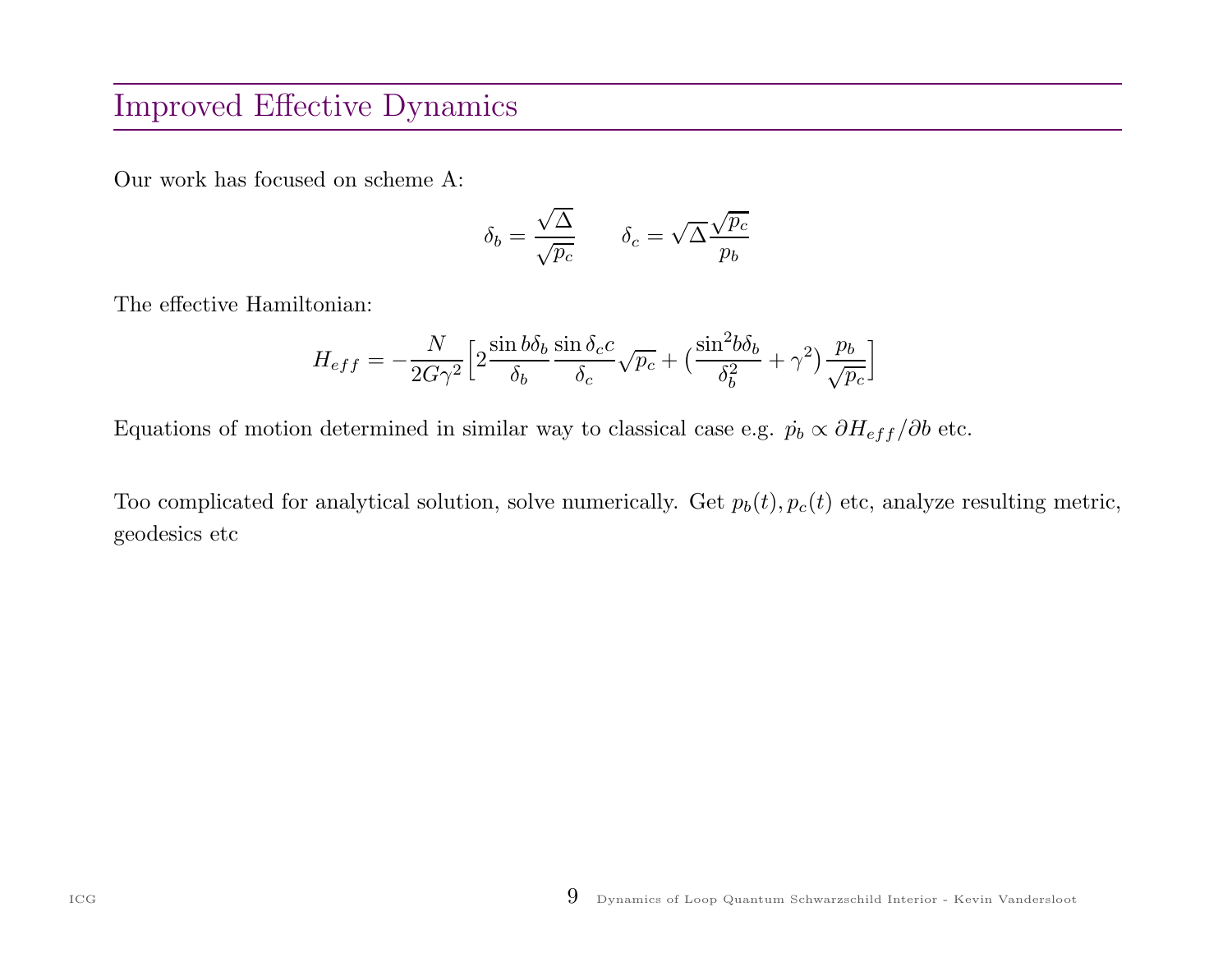## Improved Effective Dynamics

Our work has focused on scheme A:

$$\delta_b = \frac{\sqrt{\Delta}}{\sqrt{p_c}} \qquad \delta_c = \sqrt{\Delta}\frac{\sqrt{p_c}}{p_b}$$

The effective Hamiltonian:

$$H_{eff} = -\frac{N}{2G\gamma^2}\Big[2\frac{\sin b\delta_b}{\delta_b}\frac{\sin \delta_c c}{\delta_c}\sqrt{p_c} + \big(\frac{\sin^2 b\delta_b}{\delta_b^2} + \gamma^2\big)\frac{p_b}{\sqrt{p_c}}\Big]$$

Equations of motion determined in similar way to classical case e.g. $\dot{p_b} \propto \partial H_{eff}/\partial b$ etc.

Too complicated for analytical solution, solve numerically. Get $p_b(t), p_c(t)$ etc, analyze resulting metric, geodesics etc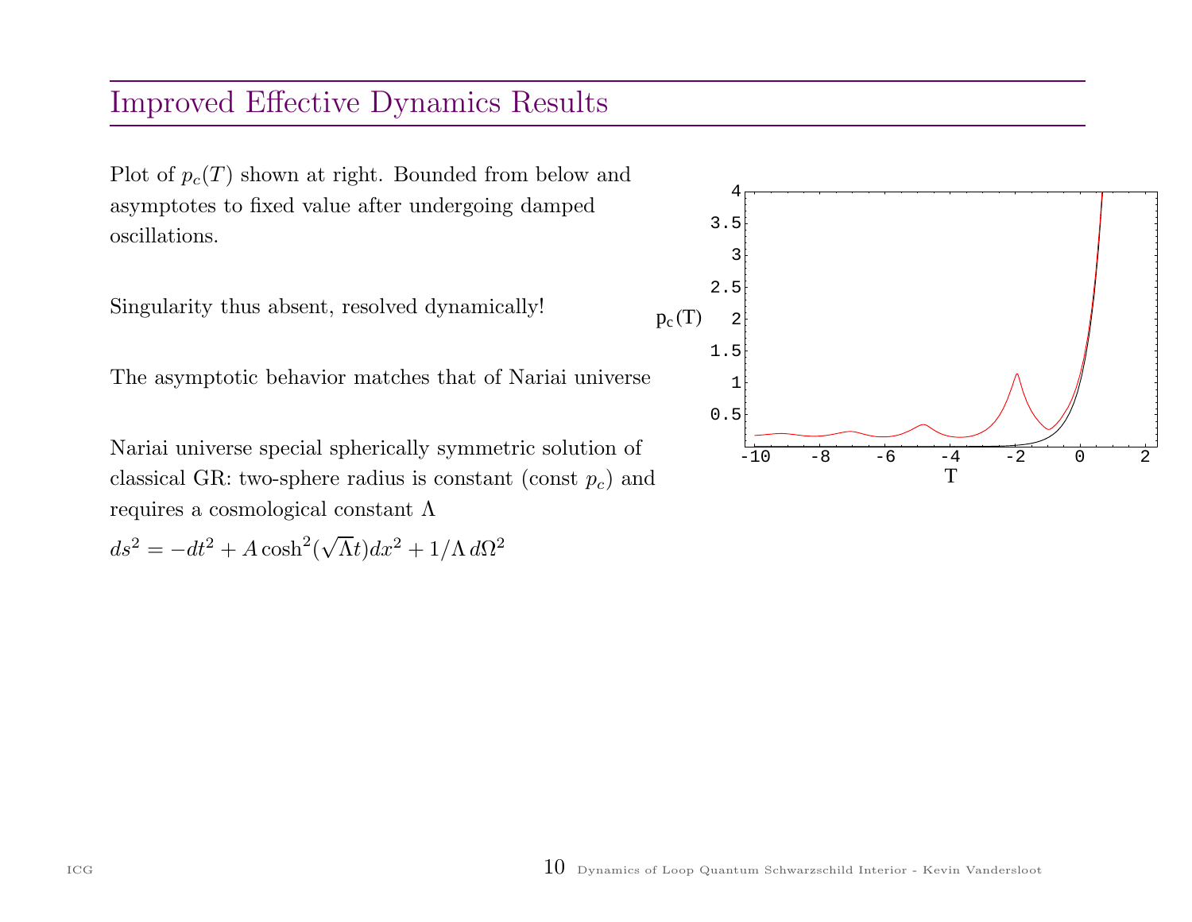## Improved Effective Dynamics Results

Plot of $p_c(T)$ shown at right. Bounded from below and asymptotes to fixed value after undergoing damped oscillations.

Singularity thus absent, resolved dynamically!

The asymptotic behavior matches that of Nariai universe

Nariai universe special spherically symmetric solution of classical GR: two-sphere radius is constant (const $p_c$) and requires a cosmological constant $\Lambda$

$ds^2 = -dt^2 + A\cosh^2(\sqrt{\Lambda}t)dx^2 + 1/\Lambda\, d\Omega^2$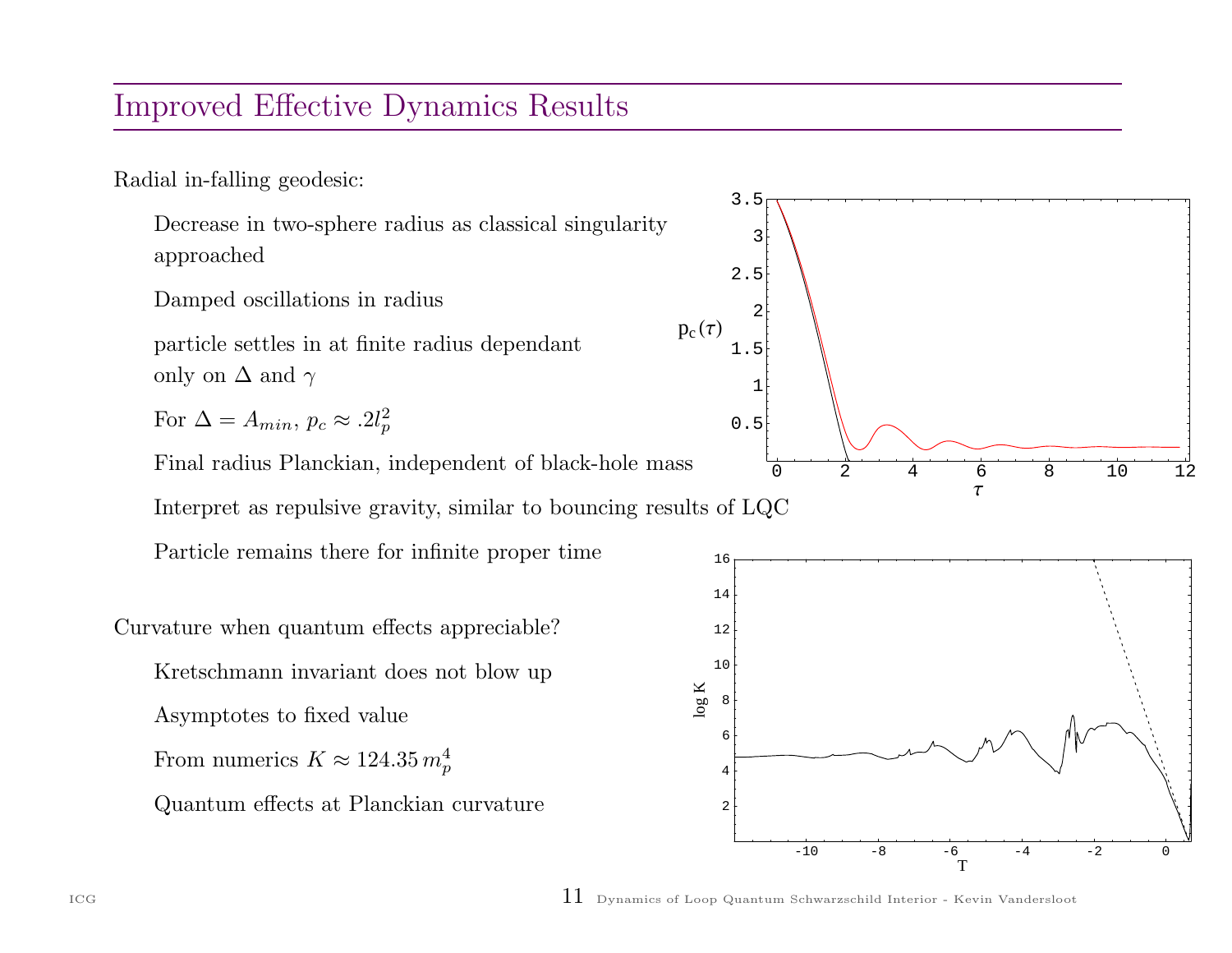## Improved Effective Dynamics Results

Radial in-falling geodesic:

- Decrease in two-sphere radius as classical singularity approached
- Damped oscillations in radius
- particle settles in at finite radius dependant only on $\Delta$ and $\gamma$
- For $\Delta = A_{min}$, $p_c \approx .2 l_p^2$
- Final radius Planckian, independent of black-hole mass
- Interpret as repulsive gravity, similar to bouncing results of LQC
- Particle remains there for infinite proper time

Curvature when quantum effects appreciable?

- Kretschmann invariant does not blow up
- Asymptotes to fixed value
- From numerics $K \approx 124.35\, m_p^4$
- Quantum effects at Planckian curvature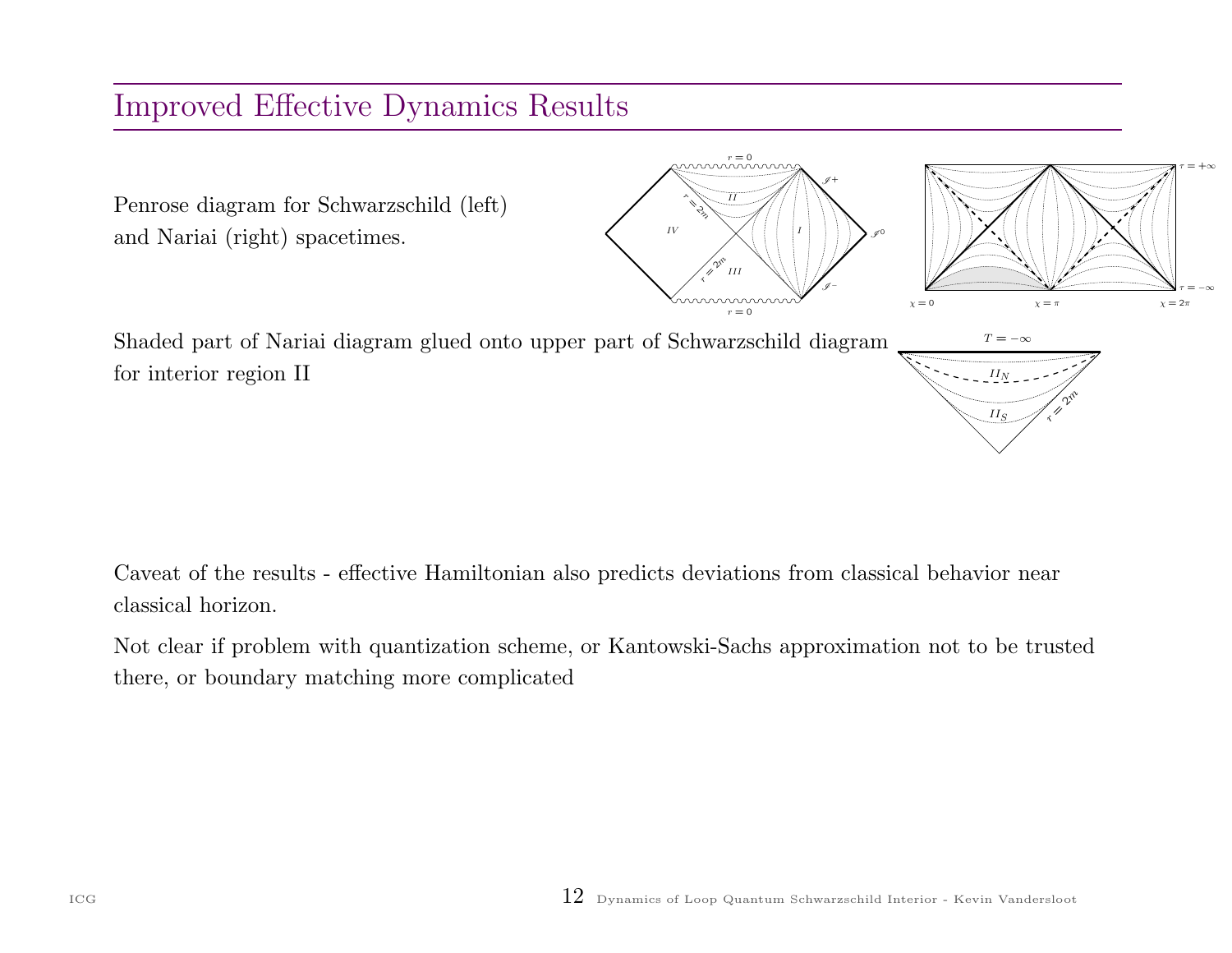# Improved Effective Dynamics Results

Penrose diagram for Schwarzschild (left) and Nariai (right) spacetimes.

Shaded part of Nariai diagram glued onto upper part of Schwarzschild diagram for interior region II

Caveat of the results - effective Hamiltonian also predicts deviations from classical behavior near classical horizon.

Not clear if problem with quantization scheme, or Kantowski-Sachs approximation not to be trusted there, or boundary matching more complicated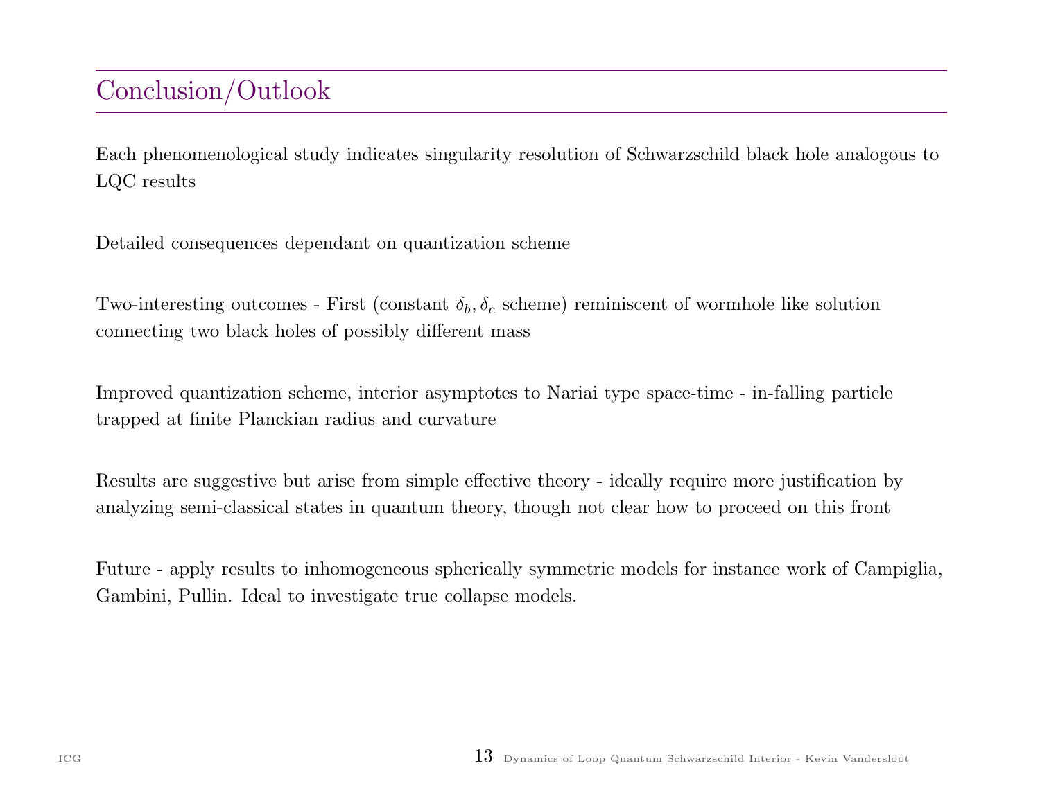## Conclusion/Outlook

Each phenomenological study indicates singularity resolution of Schwarzschild black hole analogous to LQC results

Detailed consequences dependant on quantization scheme

Two-interesting outcomes - First (constant $\delta_b, \delta_c$ scheme) reminiscent of wormhole like solution connecting two black holes of possibly different mass

Improved quantization scheme, interior asymptotes to Nariai type space-time - in-falling particle trapped at finite Planckian radius and curvature

Results are suggestive but arise from simple effective theory - ideally require more justification by analyzing semi-classical states in quantum theory, though not clear how to proceed on this front

Future - apply results to inhomogeneous spherically symmetric models for instance work of Campiglia, Gambini, Pullin. Ideal to investigate true collapse models.